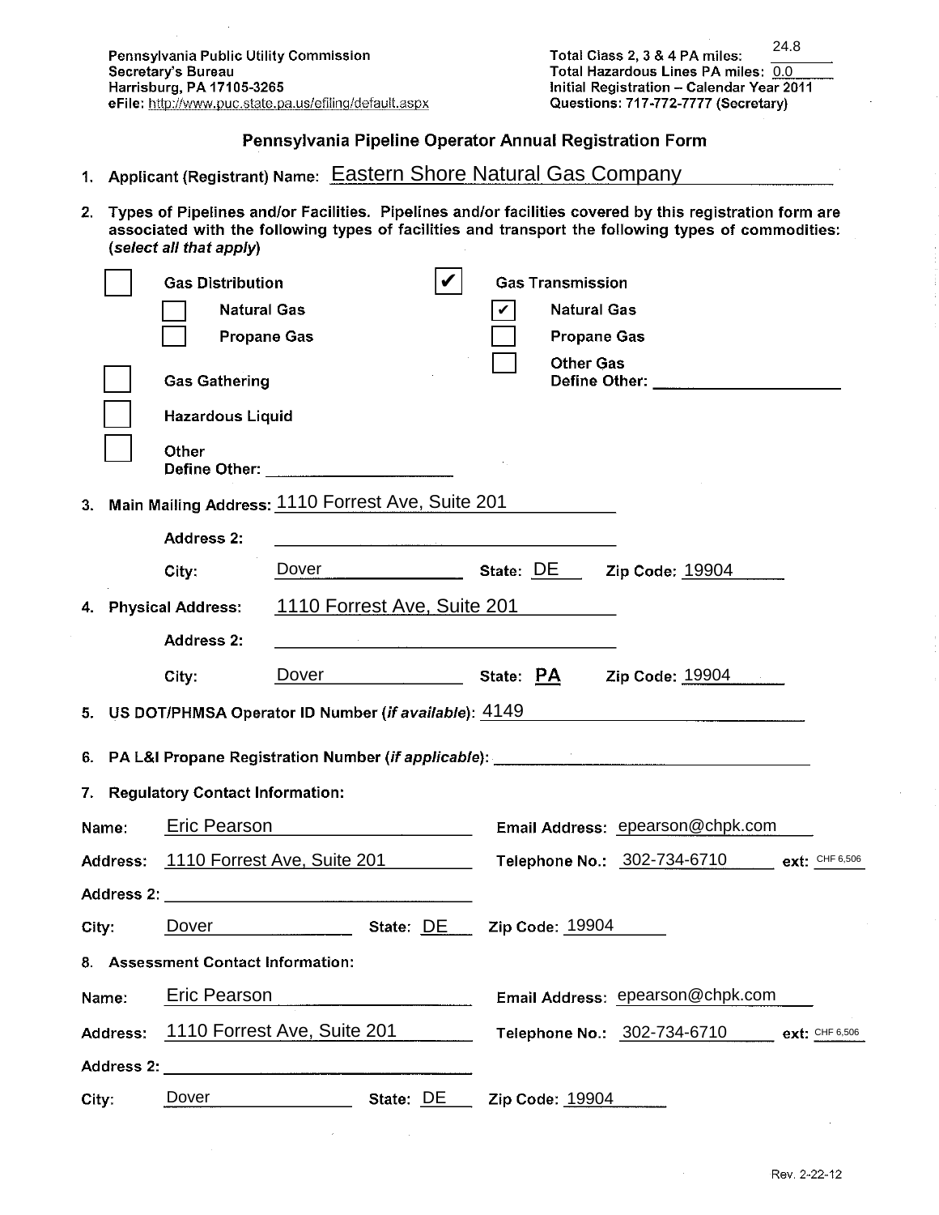Pennsylvania Public Utility Commission
Secretary's Bureau
Harrisburg, PA 17105-3265
eFile: http://www.puc.state.pa.us/efiling/default.aspx

Total Class 2, 3 & 4 PA miles: 24.8
Total Hazardous Lines PA miles: 0.0
Initial Registration – Calendar Year 2011
Questions: 717-772-7777 (Secretary)

# Pennsylvania Pipeline Operator Annual Registration Form

1. **Applicant (Registrant) Name:** Eastern Shore Natural Gas Company

2. **Types of Pipelines and/or Facilities. Pipelines and/or facilities covered by this registration form are associated with the following types of facilities and transport the following types of commodities: (*select all that apply*)**

- [ ] Gas Distribution
  - [ ] Natural Gas
  - [ ] Propane Gas
- [x] Gas Transmission
  - [x] Natural Gas
  - [ ] Propane Gas
  - [ ] Other Gas
    Define Other: ____________________
- [ ] Gas Gathering
- [ ] Hazardous Liquid
- [ ] Other
  Define Other: ____________________

3. **Main Mailing Address:** 1110 Forrest Ave, Suite 201

   **Address 2:** ____________________

   **City:** Dover **State:** DE **Zip Code:** 19904

4. **Physical Address:** 1110 Forrest Ave, Suite 201

   **Address 2:** ____________________

   **City:** Dover **State:** PA **Zip Code:** 19904

5. **US DOT/PHMSA Operator ID Number (*if available*):** 4149

6. **PA L&I Propane Registration Number (*if applicable*):** ____________________

7. **Regulatory Contact Information:**

**Name:** Eric Pearson **Email Address:** epearson@chpk.com

**Address:** 1110 Forrest Ave, Suite 201 **Telephone No.:** 302-734-6710 **ext:** CHF 6,506

**Address 2:** ____________________

**City:** Dover **State:** DE **Zip Code:** 19904

8. **Assessment Contact Information:**

**Name:** Eric Pearson **Email Address:** epearson@chpk.com

**Address:** 1110 Forrest Ave, Suite 201 **Telephone No.:** 302-734-6710 **ext:** CHF 6,506

**Address 2:** ____________________

**City:** Dover **State:** DE **Zip Code:** 19904

Rev. 2-22-12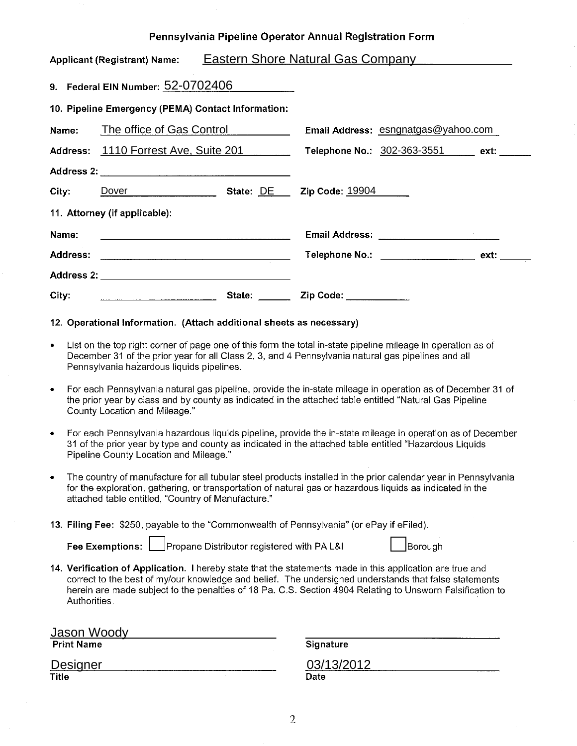## Pennsylvania Pipeline Operator Annual Registration Form

**Applicant (Registrant) Name:** Eastern Shore Natural Gas Company

**9. Federal EIN Number:** 52-0702406

**10. Pipeline Emergency (PEMA) Contact Information:**

**Name:** The office of Gas Control
**Email Address:** esngnatgas@yahoo.com

**Address:** 1110 Forrest Ave, Suite 201
**Telephone No.:** 302-363-3551 **ext:** ______

**Address 2:** ______________________

**City:** Dover **State:** DE **Zip Code:** 19904

**11. Attorney (if applicable):**

**Name:** ______________________ **Email Address:** ______________________

**Address:** ______________________ **Telephone No.:** ______________ **ext:** ______

**Address 2:** ______________________

**City:** ______________ **State:** ______ **Zip Code:** ____________

**12. Operational Information. (Attach additional sheets as necessary)**

- List on the top right corner of page one of this form the total in-state pipeline mileage in operation as of December 31 of the prior year for all Class 2, 3, and 4 Pennsylvania natural gas pipelines and all Pennsylvania hazardous liquids pipelines.
- For each Pennsylvania natural gas pipeline, provide the in-state mileage in operation as of December 31 of the prior year by class and by county as indicated in the attached table entitled "Natural Gas Pipeline County Location and Mileage."
- For each Pennsylvania hazardous liquids pipeline, provide the in-state mileage in operation as of December 31 of the prior year by type and county as indicated in the attached table entitled "Hazardous Liquids Pipeline County Location and Mileage."
- The country of manufacture for all tubular steel products installed in the prior calendar year in Pennsylvania for the exploration, gathering, or transportation of natural gas or hazardous liquids as indicated in the attached table entitled, "Country of Manufacture."

**13. Filing Fee:** $250, payable to the "Commonwealth of Pennsylvania" (or ePay if eFiled).

**Fee Exemptions:** ☐ Propane Distributor registered with PA L&I ☐ Borough

**14. Verification of Application.** I hereby state that the statements made in this application are true and correct to the best of my/our knowledge and belief. The undersigned understands that false statements herein are made subject to the penalties of 18 Pa. C.S. Section 4904 Relating to Unsworn Falsification to Authorities.

Jason Woody
**Print Name**

______________________
**Signature**

Designer
**Title**

03/13/2012
**Date**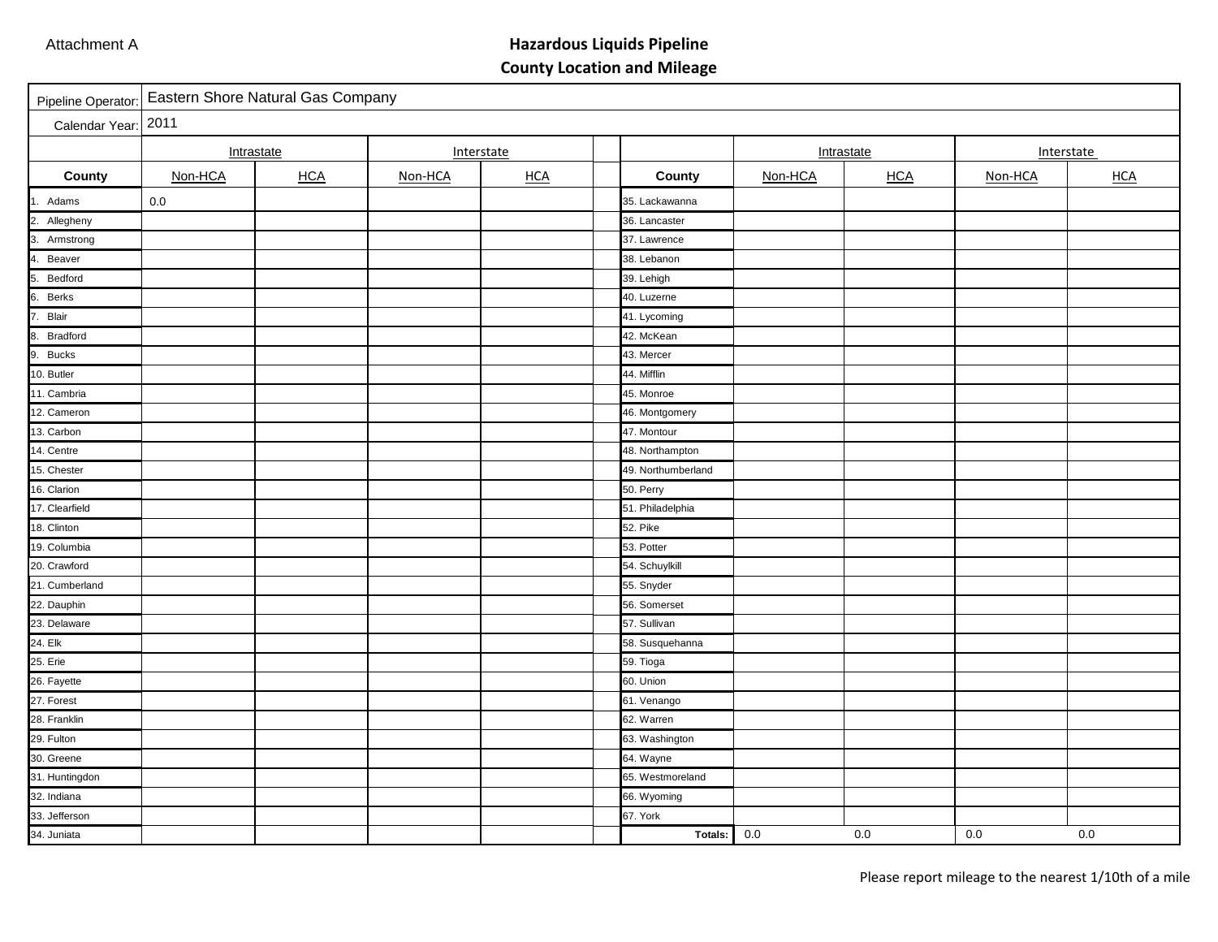Attachment A

# Hazardous Liquids Pipeline
## County Location and Mileage

| Pipeline Operator: | Eastern Shore Natural Gas Company | | | | | | | | | |
|---|---|---|---|---|---|---|---|---|---|---|
| Calendar Year: | 2011 | | | | | | | | | |
| | Intrastate | | Interstate | | | | Intrastate | | Interstate | |
| **County** | Non-HCA | HCA | Non-HCA | HCA | | **County** | Non-HCA | HCA | Non-HCA | HCA |
| 1. Adams | 0.0 | | | | | 35. Lackawanna | | | | |
| 2. Allegheny | | | | | | 36. Lancaster | | | | |
| 3. Armstrong | | | | | | 37. Lawrence | | | | |
| 4. Beaver | | | | | | 38. Lebanon | | | | |
| 5. Bedford | | | | | | 39. Lehigh | | | | |
| 6. Berks | | | | | | 40. Luzerne | | | | |
| 7. Blair | | | | | | 41. Lycoming | | | | |
| 8. Bradford | | | | | | 42. McKean | | | | |
| 9. Bucks | | | | | | 43. Mercer | | | | |
| 10. Butler | | | | | | 44. Mifflin | | | | |
| 11. Cambria | | | | | | 45. Monroe | | | | |
| 12. Cameron | | | | | | 46. Montgomery | | | | |
| 13. Carbon | | | | | | 47. Montour | | | | |
| 14. Centre | | | | | | 48. Northampton | | | | |
| 15. Chester | | | | | | 49. Northumberland | | | | |
| 16. Clarion | | | | | | 50. Perry | | | | |
| 17. Clearfield | | | | | | 51. Philadelphia | | | | |
| 18. Clinton | | | | | | 52. Pike | | | | |
| 19. Columbia | | | | | | 53. Potter | | | | |
| 20. Crawford | | | | | | 54. Schuylkill | | | | |
| 21. Cumberland | | | | | | 55. Snyder | | | | |
| 22. Dauphin | | | | | | 56. Somerset | | | | |
| 23. Delaware | | | | | | 57. Sullivan | | | | |
| 24. Elk | | | | | | 58. Susquehanna | | | | |
| 25. Erie | | | | | | 59. Tioga | | | | |
| 26. Fayette | | | | | | 60. Union | | | | |
| 27. Forest | | | | | | 61. Venango | | | | |
| 28. Franklin | | | | | | 62. Warren | | | | |
| 29. Fulton | | | | | | 63. Washington | | | | |
| 30. Greene | | | | | | 64. Wayne | | | | |
| 31. Huntingdon | | | | | | 65. Westmoreland | | | | |
| 32. Indiana | | | | | | 66. Wyoming | | | | |
| 33. Jefferson | | | | | | 67. York | | | | |
| 34. Juniata | | | | | | **Totals:** | 0.0 | 0.0 | 0.0 | 0.0 |

Please report mileage to the nearest 1/10th of a mile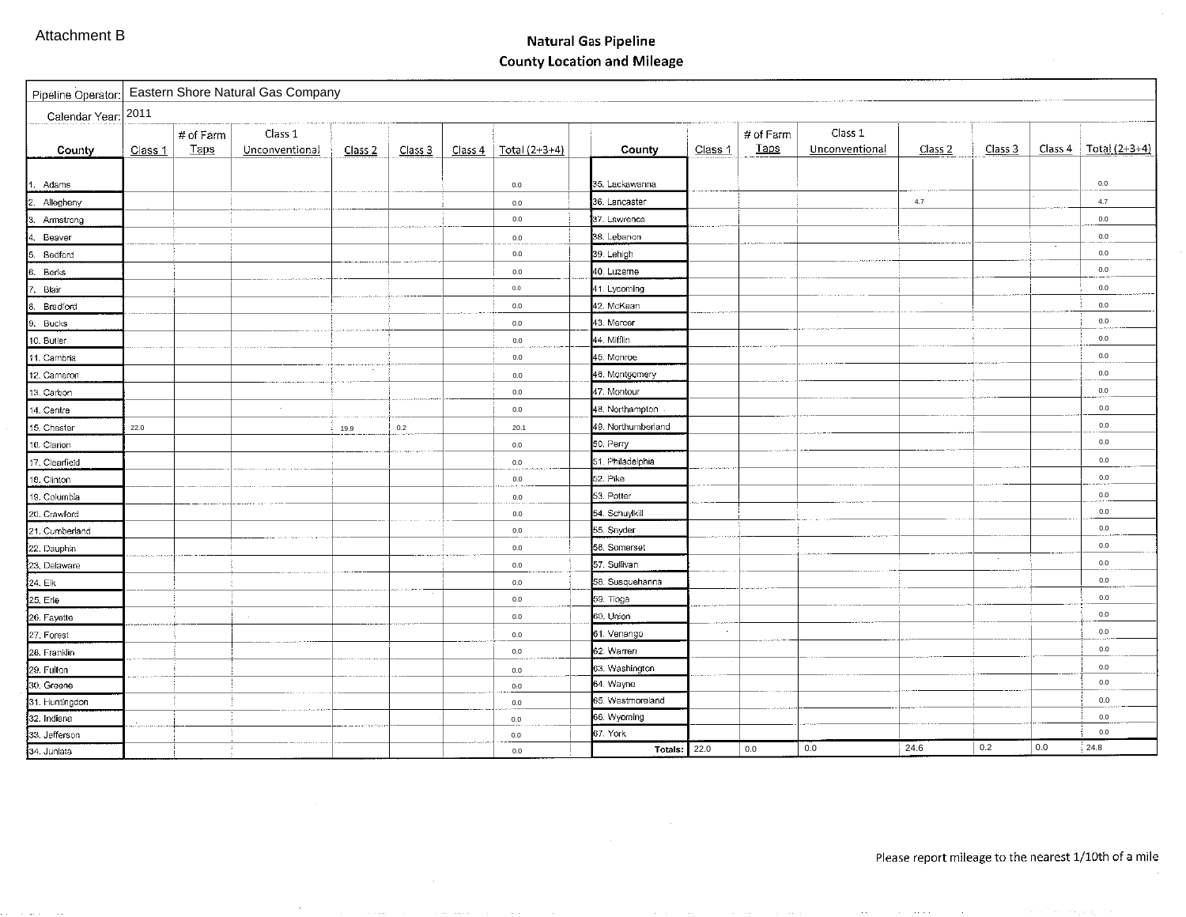Attachment B

# Natural Gas Pipeline
## County Location and Mileage

Pipeline Operator: Eastern Shore Natural Gas Company

Calendar Year: 2011

| County | Class 1 | # of Farm Taps | Class 1 Unconventional | Class 2 | Class 3 | Class 4 | Total (2+3+4) | County | Class 1 | # of Farm Taps | Class 1 Unconventional | Class 2 | Class 3 | Class 4 | Total (2+3+4) |
|---|---|---|---|---|---|---|---|---|---|---|---|---|---|---|---|
| 1. Adams | | | | | | | 0.0 | 35. Lackawanna | | | | | | | 0.0 |
| 2. Allegheny | | | | | | | 0.0 | 36. Lancaster | | | | 4.7 | | | 4.7 |
| 3. Armstrong | | | | | | | 0.0 | 37. Lawrence | | | | | | | 0.0 |
| 4. Beaver | | | | | | | 0.0 | 38. Lebanon | | | | | | | 0.0 |
| 5. Bedford | | | | | | | 0.0 | 39. Lehigh | | | | | | | 0.0 |
| 6. Berks | | | | | | | 0.0 | 40. Luzerne | | | | | | | 0.0 |
| 7. Blair | | | | | | | 0.0 | 41. Lycoming | | | | | | | 0.0 |
| 8. Bradford | | | | | | | 0.0 | 42. McKean | | | | | | | 0.0 |
| 9. Bucks | | | | | | | 0.0 | 43. Mercer | | | | | | | 0.0 |
| 10. Butler | | | | | | | 0.0 | 44. Mifflin | | | | | | | 0.0 |
| 11. Cambria | | | | | | | 0.0 | 45. Monroe | | | | | | | 0.0 |
| 12. Cameron | | | | | | | 0.0 | 46. Montgomery | | | | | | | 0.0 |
| 13. Carbon | | | | | | | 0.0 | 47. Montour | | | | | | | 0.0 |
| 14. Centre | | | | | | | 0.0 | 48. Northampton | | | | | | | 0.0 |
| 15. Chester | 22.0 | | | 19.9 | 0.2 | | 20.1 | 49. Northumberland | | | | | | | 0.0 |
| 16. Clarion | | | | | | | 0.0 | 50. Perry | | | | | | | 0.0 |
| 17. Clearfield | | | | | | | 0.0 | 51. Philadelphia | | | | | | | 0.0 |
| 18. Clinton | | | | | | | 0.0 | 52. Pike | | | | | | | 0.0 |
| 19. Columbia | | | | | | | 0.0 | 53. Potter | | | | | | | 0.0 |
| 20. Crawford | | | | | | | 0.0 | 54. Schuylkill | | | | | | | 0.0 |
| 21. Cumberland | | | | | | | 0.0 | 55. Snyder | | | | | | | 0.0 |
| 22. Dauphin | | | | | | | 0.0 | 56. Somerset | | | | | | | 0.0 |
| 23. Delaware | | | | | | | 0.0 | 57. Sullivan | | | | | | | 0.0 |
| 24. Elk | | | | | | | 0.0 | 58. Susquehanna | | | | | | | 0.0 |
| 25. Erie | | | | | | | 0.0 | 59. Tioga | | | | | | | 0.0 |
| 26. Fayette | | | | | | | 0.0 | 60. Union | | | | | | | 0.0 |
| 27. Forest | | | | | | | 0.0 | 61. Venango | | | | | | | 0.0 |
| 28. Franklin | | | | | | | 0.0 | 62. Warren | | | | | | | 0.0 |
| 29. Fulton | | | | | | | 0.0 | 63. Washington | | | | | | | 0.0 |
| 30. Greene | | | | | | | 0.0 | 64. Wayne | | | | | | | 0.0 |
| 31. Huntingdon | | | | | | | 0.0 | 65. Westmoreland | | | | | | | 0.0 |
| 32. Indiana | | | | | | | 0.0 | 66. Wyoming | | | | | | | 0.0 |
| 33. Jefferson | | | | | | | 0.0 | 67. York | | | | | | | 0.0 |
| 34. Juniata | | | | | | | 0.0 | **Totals:** | 22.0 | 0.0 | 0.0 | 24.6 | 0.2 | 0.0 | 24.8 |

Please report mileage to the nearest 1/10th of a mile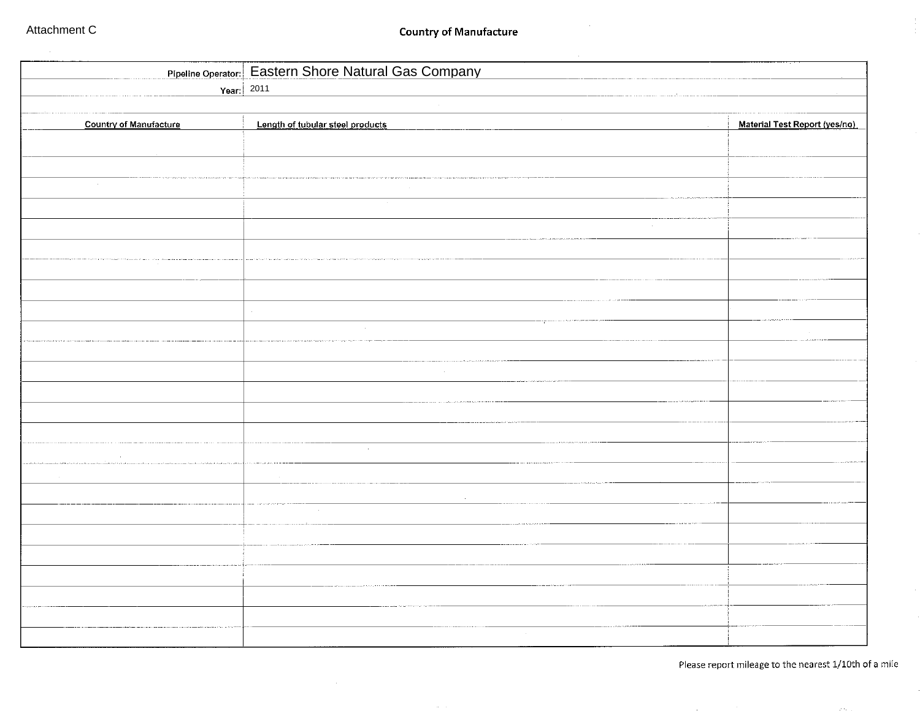Attachment C

# Country of Manufacture

| | |
|---|---|
| Pipeline Operator: | Eastern Shore Natural Gas Company |
| Year: | 2011 |

| Country of Manufacture | Length of tubular steel products | Material Test Report (yes/no) |
|---|---|---|
| | | |
| | | |
| | | |
| | | |
| | | |
| | | |
| | | |
| | | |
| | | |
| | | |
| | | |
| | | |
| | | |
| | | |
| | | |
| | | |
| | | |
| | | |
| | | |
| | | |
| | | |
| | | |
| | | |
| | | |
| | | |

Please report mileage to the nearest 1/10th of a mile